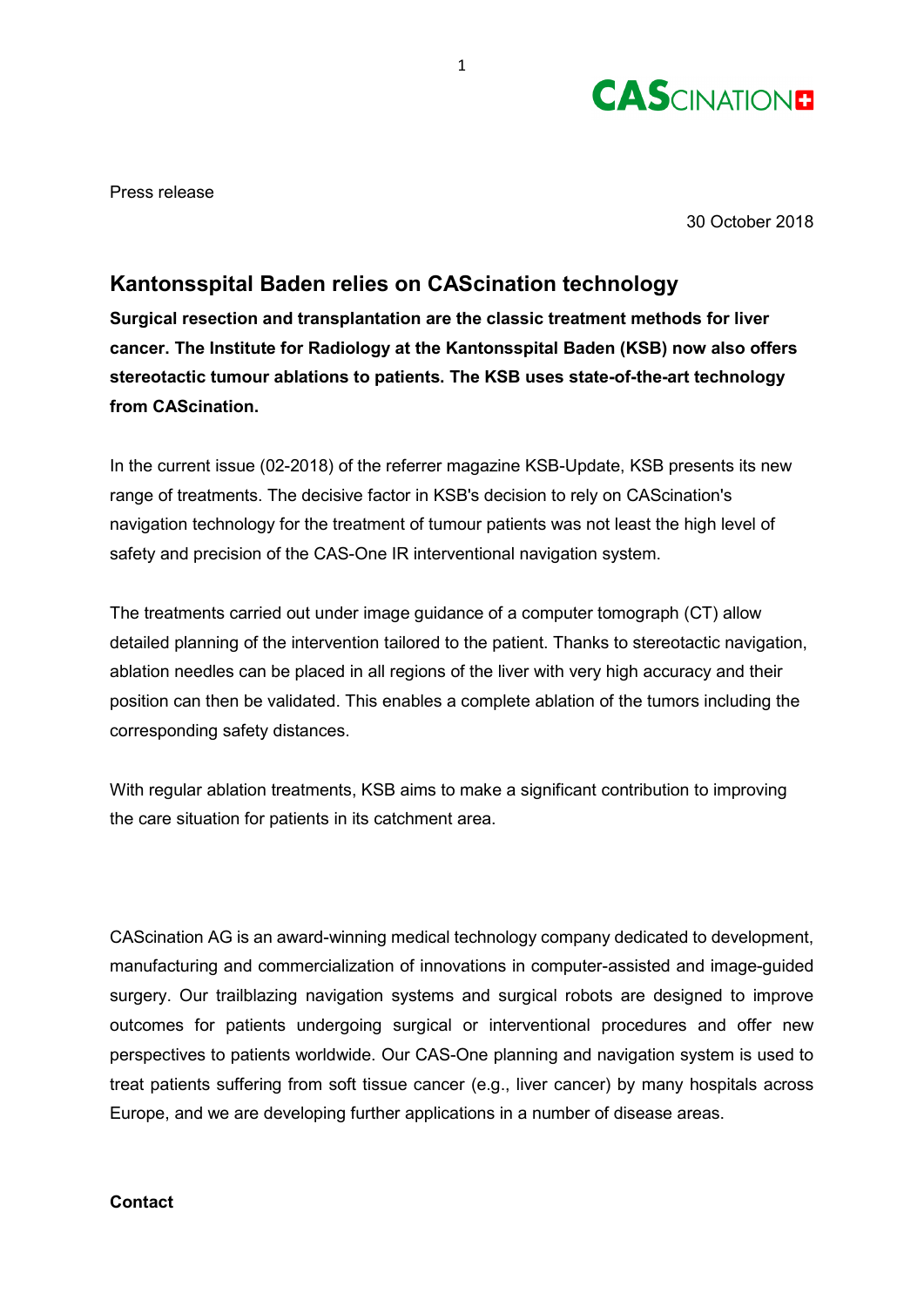Press release

30 October 2018

## Kantonsspital Baden relies on CAScination technology

**Surgical resection and transplantation are the classic treatment methods for liver cancer. The Institute for Radiology at the Kantonsspital Baden (KSB) now also offers stereotactic tumour ablations to patients. The KSB uses state-of-the-art technology from CAScination.**

In the current issue (02-2018) of the referrer magazine KSB-Update, KSB presents its new range of treatments. The decisive factor in KSB's decision to rely on CAScination's navigation technology for the treatment of tumour patients was not least the high level of safety and precision of the CAS-One IR interventional navigation system.

The treatments carried out under image guidance of a computer tomograph (CT) allow detailed planning of the intervention tailored to the patient. Thanks to stereotactic navigation, ablation needles can be placed in all regions of the liver with very high accuracy and their position can then be validated. This enables a complete ablation of the tumors including the corresponding safety distances.

With regular ablation treatments, KSB aims to make a significant contribution to improving the care situation for patients in its catchment area.

CAScination AG is an award-winning medical technology company dedicated to development, manufacturing and commercialization of innovations in computer-assisted and image-guided surgery. Our trailblazing navigation systems and surgical robots are designed to improve outcomes for patients undergoing surgical or interventional procedures and offer new perspectives to patients worldwide. Our CAS-One planning and navigation system is used to treat patients suffering from soft tissue cancer (e.g., liver cancer) by many hospitals across Europe, and we are developing further applications in a number of disease areas.

**Contact**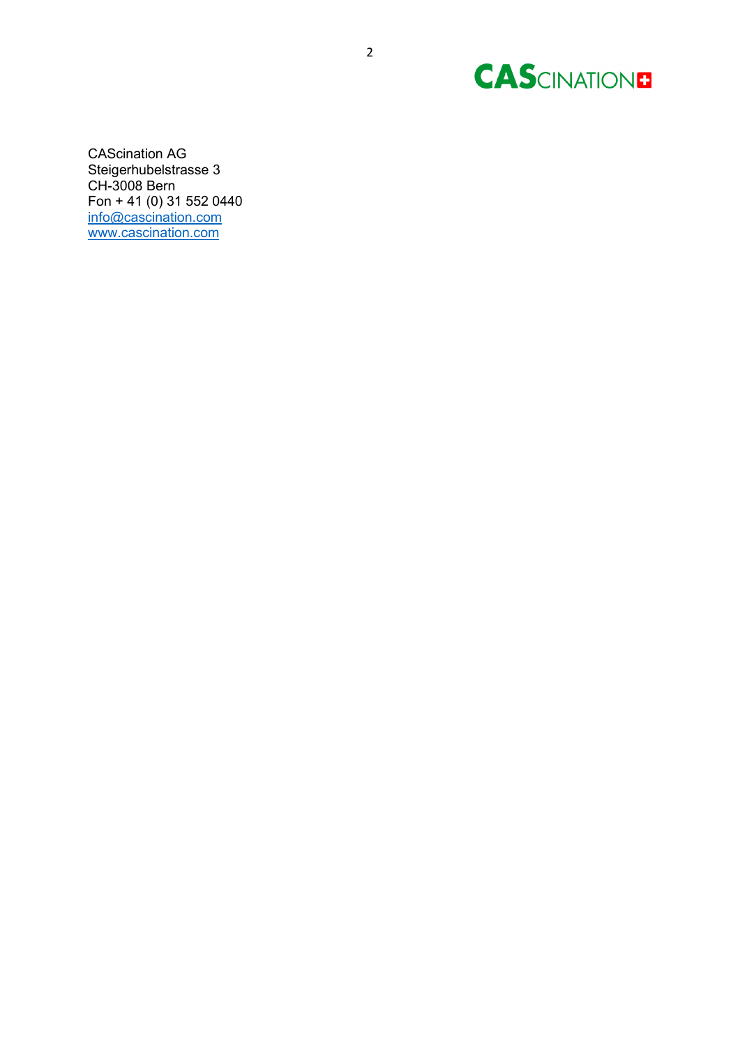CAScination AG
Steigerhubelstrasse 3
CH-3008 Bern
Fon + 41 (0) 31 552 0440
info@cascination.com
www.cascination.com